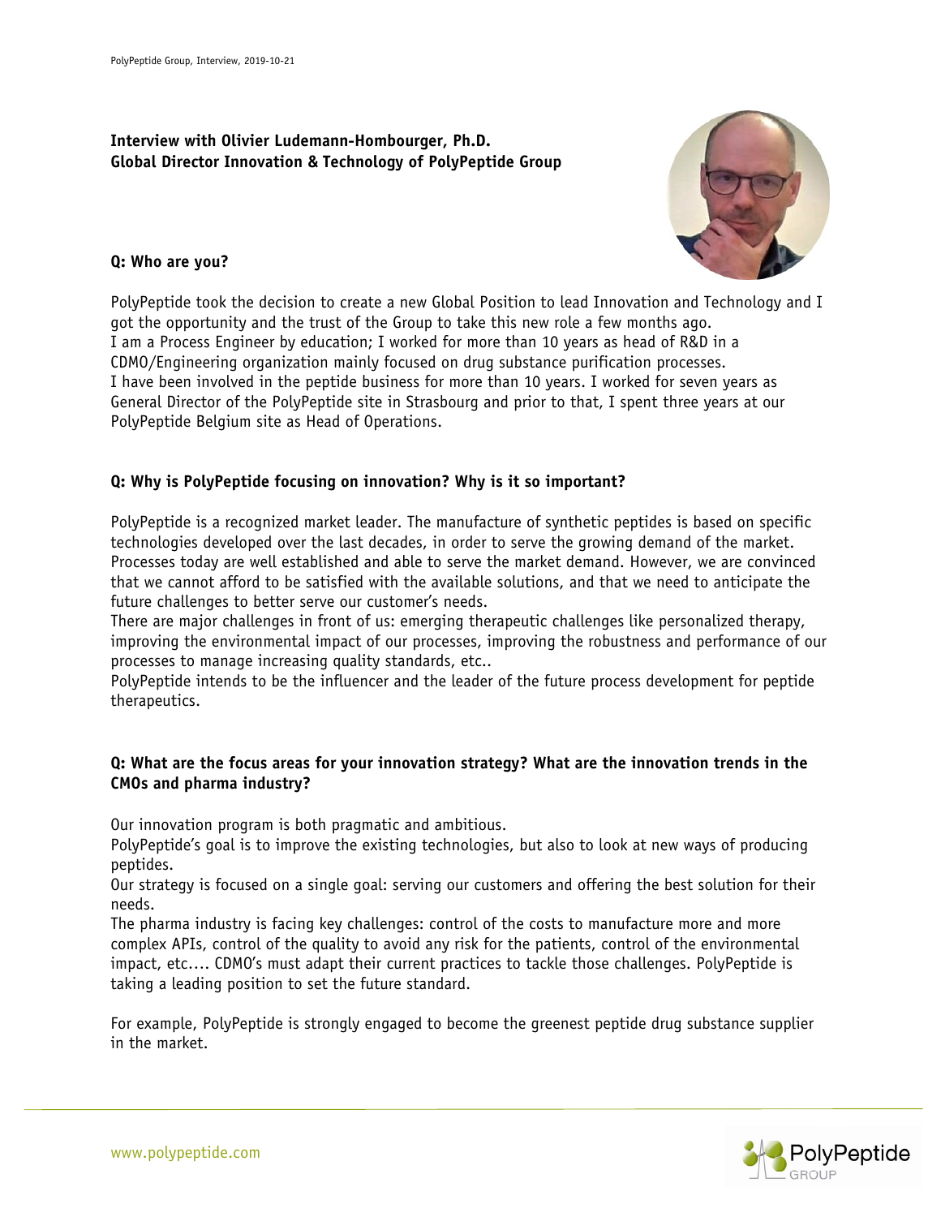**Interview with Olivier Ludemann-Hombourger, Ph.D.**
**Global Director Innovation & Technology of PolyPeptide Group**

**Q: Who are you?**

PolyPeptide took the decision to create a new Global Position to lead Innovation and Technology and I got the opportunity and the trust of the Group to take this new role a few months ago.
I am a Process Engineer by education; I worked for more than 10 years as head of R&D in a CDMO/Engineering organization mainly focused on drug substance purification processes.
I have been involved in the peptide business for more than 10 years. I worked for seven years as General Director of the PolyPeptide site in Strasbourg and prior to that, I spent three years at our PolyPeptide Belgium site as Head of Operations.

**Q: Why is PolyPeptide focusing on innovation? Why is it so important?**

PolyPeptide is a recognized market leader. The manufacture of synthetic peptides is based on specific technologies developed over the last decades, in order to serve the growing demand of the market. Processes today are well established and able to serve the market demand. However, we are convinced that we cannot afford to be satisfied with the available solutions, and that we need to anticipate the future challenges to better serve our customer's needs.
There are major challenges in front of us: emerging therapeutic challenges like personalized therapy, improving the environmental impact of our processes, improving the robustness and performance of our processes to manage increasing quality standards, etc..
PolyPeptide intends to be the influencer and the leader of the future process development for peptide therapeutics.

**Q: What are the focus areas for your innovation strategy? What are the innovation trends in the CMOs and pharma industry?**

Our innovation program is both pragmatic and ambitious.
PolyPeptide's goal is to improve the existing technologies, but also to look at new ways of producing peptides.
Our strategy is focused on a single goal: serving our customers and offering the best solution for their needs.
The pharma industry is facing key challenges: control of the costs to manufacture more and more complex APIs, control of the quality to avoid any risk for the patients, control of the environmental impact, etc…. CDMO's must adapt their current practices to tackle those challenges. PolyPeptide is taking a leading position to set the future standard.

For example, PolyPeptide is strongly engaged to become the greenest peptide drug substance supplier in the market.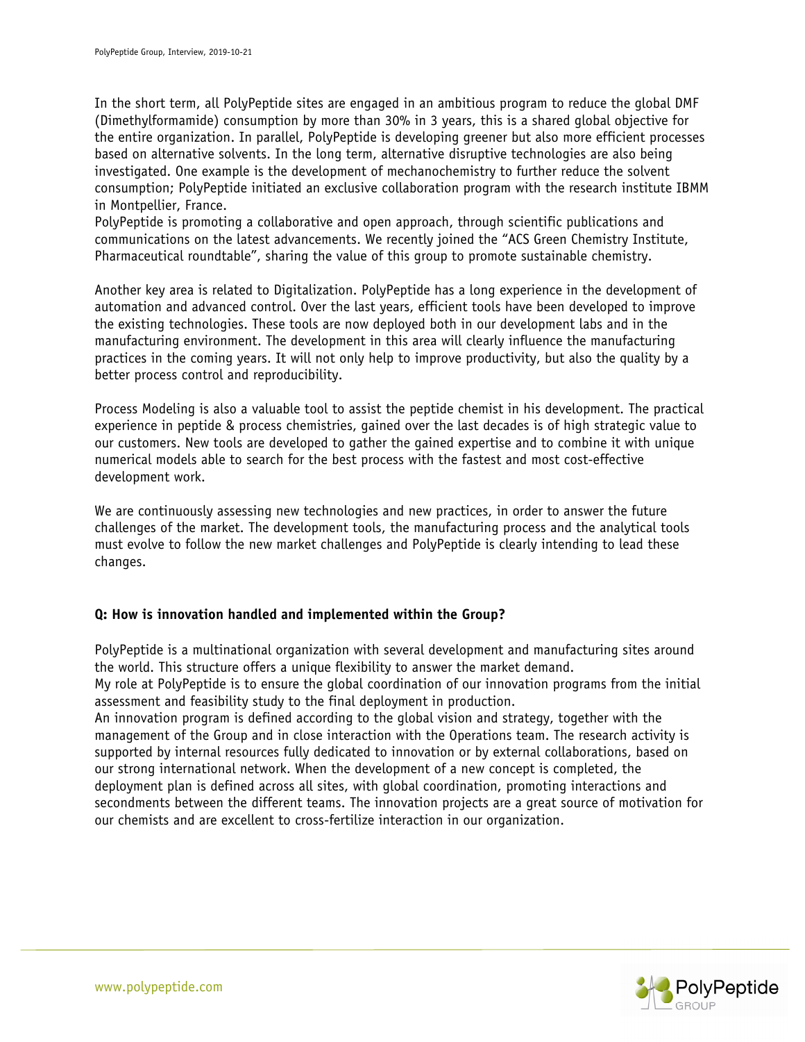In the short term, all PolyPeptide sites are engaged in an ambitious program to reduce the global DMF (Dimethylformamide) consumption by more than 30% in 3 years, this is a shared global objective for the entire organization. In parallel, PolyPeptide is developing greener but also more efficient processes based on alternative solvents. In the long term, alternative disruptive technologies are also being investigated. One example is the development of mechanochemistry to further reduce the solvent consumption; PolyPeptide initiated an exclusive collaboration program with the research institute IBMM in Montpellier, France.
PolyPeptide is promoting a collaborative and open approach, through scientific publications and communications on the latest advancements. We recently joined the "ACS Green Chemistry Institute, Pharmaceutical roundtable", sharing the value of this group to promote sustainable chemistry.

Another key area is related to Digitalization. PolyPeptide has a long experience in the development of automation and advanced control. Over the last years, efficient tools have been developed to improve the existing technologies. These tools are now deployed both in our development labs and in the manufacturing environment. The development in this area will clearly influence the manufacturing practices in the coming years. It will not only help to improve productivity, but also the quality by a better process control and reproducibility.

Process Modeling is also a valuable tool to assist the peptide chemist in his development. The practical experience in peptide & process chemistries, gained over the last decades is of high strategic value to our customers. New tools are developed to gather the gained expertise and to combine it with unique numerical models able to search for the best process with the fastest and most cost-effective development work.

We are continuously assessing new technologies and new practices, in order to answer the future challenges of the market. The development tools, the manufacturing process and the analytical tools must evolve to follow the new market challenges and PolyPeptide is clearly intending to lead these changes.

**Q: How is innovation handled and implemented within the Group?**

PolyPeptide is a multinational organization with several development and manufacturing sites around the world. This structure offers a unique flexibility to answer the market demand.
My role at PolyPeptide is to ensure the global coordination of our innovation programs from the initial assessment and feasibility study to the final deployment in production.
An innovation program is defined according to the global vision and strategy, together with the management of the Group and in close interaction with the Operations team. The research activity is supported by internal resources fully dedicated to innovation or by external collaborations, based on our strong international network. When the development of a new concept is completed, the deployment plan is defined across all sites, with global coordination, promoting interactions and secondments between the different teams. The innovation projects are a great source of motivation for our chemists and are excellent to cross-fertilize interaction in our organization.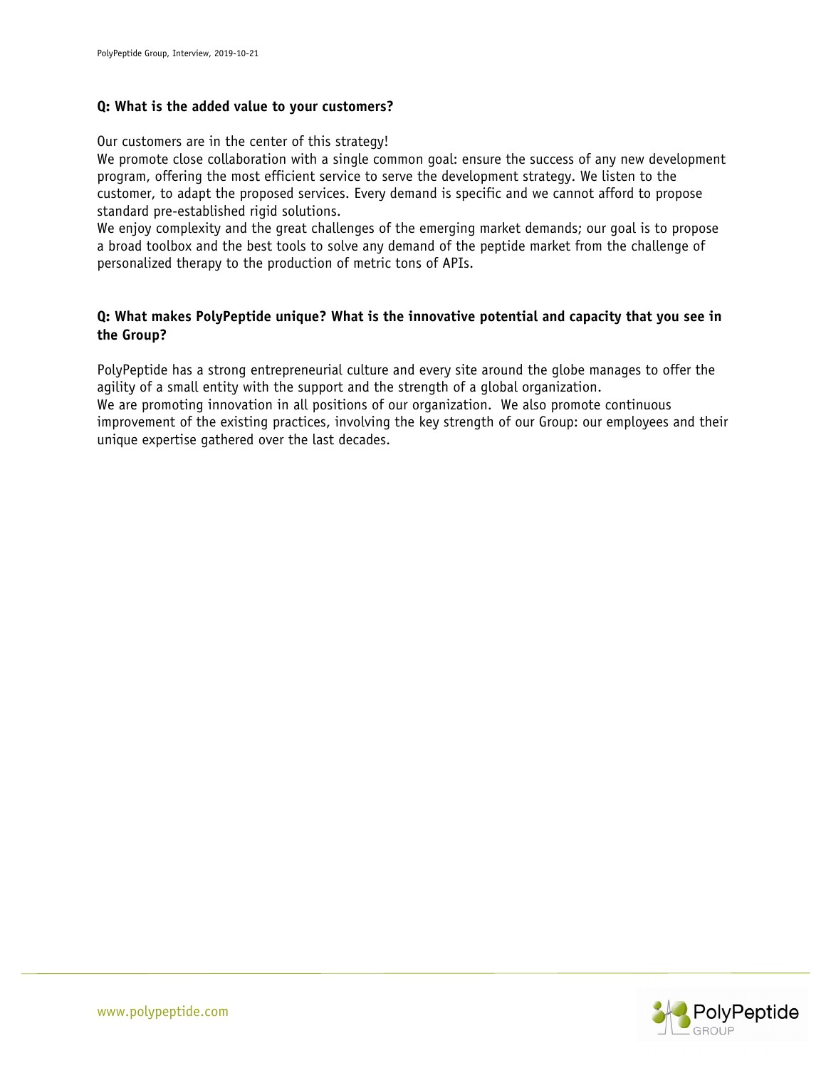**Q: What is the added value to your customers?**

Our customers are in the center of this strategy!
We promote close collaboration with a single common goal: ensure the success of any new development program, offering the most efficient service to serve the development strategy. We listen to the customer, to adapt the proposed services. Every demand is specific and we cannot afford to propose standard pre-established rigid solutions.
We enjoy complexity and the great challenges of the emerging market demands; our goal is to propose a broad toolbox and the best tools to solve any demand of the peptide market from the challenge of personalized therapy to the production of metric tons of APIs.

**Q: What makes PolyPeptide unique? What is the innovative potential and capacity that you see in the Group?**

PolyPeptide has a strong entrepreneurial culture and every site around the globe manages to offer the agility of a small entity with the support and the strength of a global organization.
We are promoting innovation in all positions of our organization. We also promote continuous improvement of the existing practices, involving the key strength of our Group: our employees and their unique expertise gathered over the last decades.